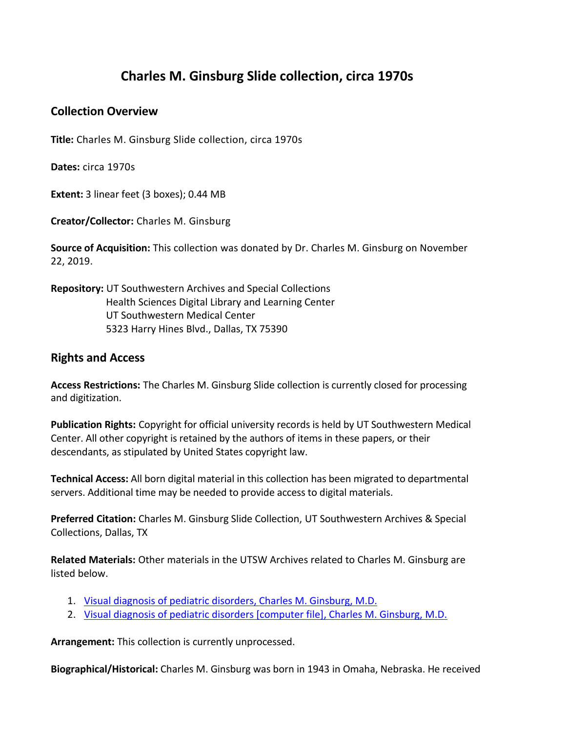# Charles M. Ginsburg Slide collection, circa 1970s

## Collection Overview

**Title:** Charles M. Ginsburg Slide collection, circa 1970s

**Dates:** circa 1970s

**Extent:** 3 linear feet (3 boxes); 0.44 MB

**Creator/Collector:** Charles M. Ginsburg

**Source of Acquisition:** This collection was donated by Dr. Charles M. Ginsburg on November 22, 2019.

**Repository:** UT Southwestern Archives and Special Collections
Health Sciences Digital Library and Learning Center
UT Southwestern Medical Center
5323 Harry Hines Blvd., Dallas, TX 75390

## Rights and Access

**Access Restrictions:** The Charles M. Ginsburg Slide collection is currently closed for processing and digitization.

**Publication Rights:** Copyright for official university records is held by UT Southwestern Medical Center. All other copyright is retained by the authors of items in these papers, or their descendants, as stipulated by United States copyright law.

**Technical Access:** All born digital material in this collection has been migrated to departmental servers. Additional time may be needed to provide access to digital materials.

**Preferred Citation:** Charles M. Ginsburg Slide Collection, UT Southwestern Archives & Special Collections, Dallas, TX

**Related Materials:** Other materials in the UTSW Archives related to Charles M. Ginsburg are listed below.

1. Visual diagnosis of pediatric disorders, Charles M. Ginsburg, M.D.
2. Visual diagnosis of pediatric disorders [computer file], Charles M. Ginsburg, M.D.

**Arrangement:** This collection is currently unprocessed.

**Biographical/Historical:** Charles M. Ginsburg was born in 1943 in Omaha, Nebraska. He received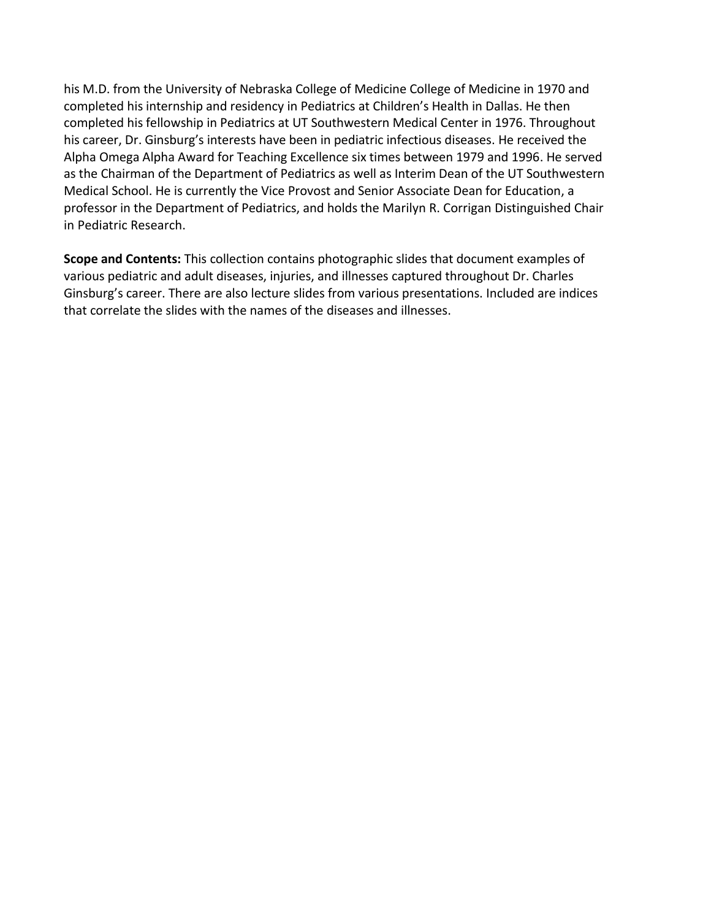his M.D. from the University of Nebraska College of Medicine College of Medicine in 1970 and completed his internship and residency in Pediatrics at Children's Health in Dallas. He then completed his fellowship in Pediatrics at UT Southwestern Medical Center in 1976. Throughout his career, Dr. Ginsburg's interests have been in pediatric infectious diseases. He received the Alpha Omega Alpha Award for Teaching Excellence six times between 1979 and 1996. He served as the Chairman of the Department of Pediatrics as well as Interim Dean of the UT Southwestern Medical School. He is currently the Vice Provost and Senior Associate Dean for Education, a professor in the Department of Pediatrics, and holds the Marilyn R. Corrigan Distinguished Chair in Pediatric Research.

**Scope and Contents:** This collection contains photographic slides that document examples of various pediatric and adult diseases, injuries, and illnesses captured throughout Dr. Charles Ginsburg's career. There are also lecture slides from various presentations. Included are indices that correlate the slides with the names of the diseases and illnesses.